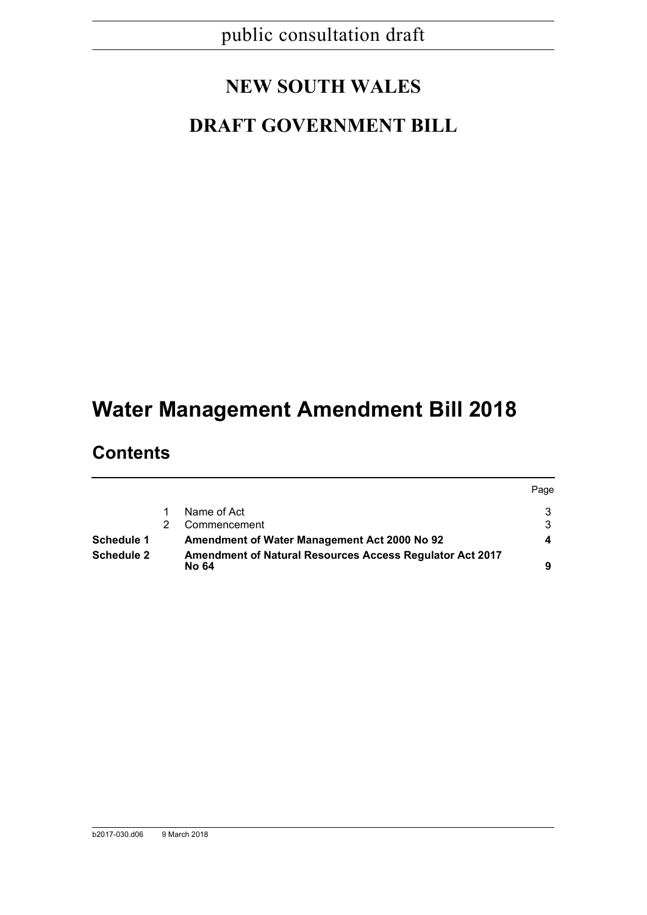public consultation draft

# NEW SOUTH WALES

# DRAFT GOVERNMENT BILL

# Water Management Amendment Bill 2018

## Contents

| | | | Page |
|---|---|---|---|
| | 1 | Name of Act | 3 |
| | 2 | Commencement | 3 |
| **Schedule 1** | | **Amendment of Water Management Act 2000 No 92** | **4** |
| **Schedule 2** | | **Amendment of Natural Resources Access Regulator Act 2017 No 64** | **9** |

b2017-030.d06 9 March 2018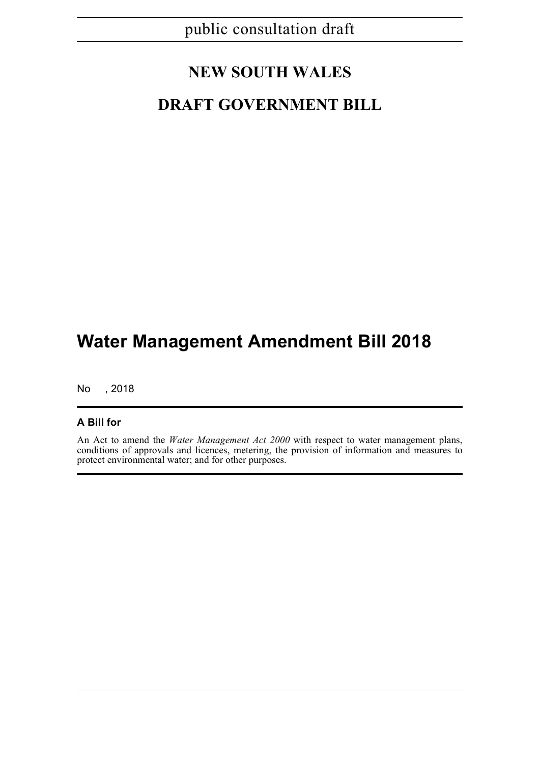public consultation draft

# NEW SOUTH WALES

# DRAFT GOVERNMENT BILL

# Water Management Amendment Bill 2018

No , 2018

**A Bill for**

An Act to amend the *Water Management Act 2000* with respect to water management plans, conditions of approvals and licences, metering, the provision of information and measures to protect environmental water; and for other purposes.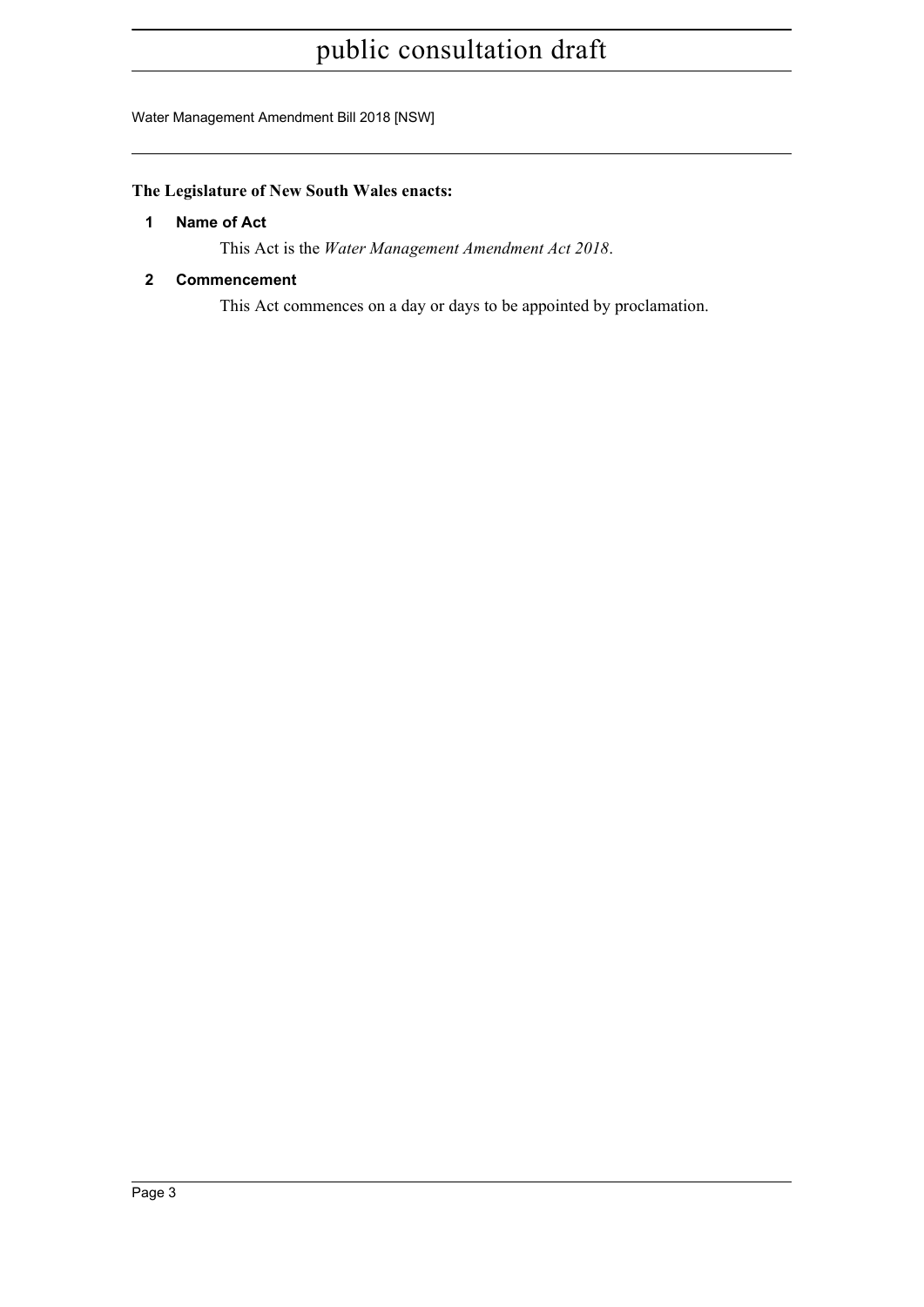**The Legislature of New South Wales enacts:**

## 1 Name of Act

This Act is the *Water Management Amendment Act 2018*.

## 2 Commencement

This Act commences on a day or days to be appointed by proclamation.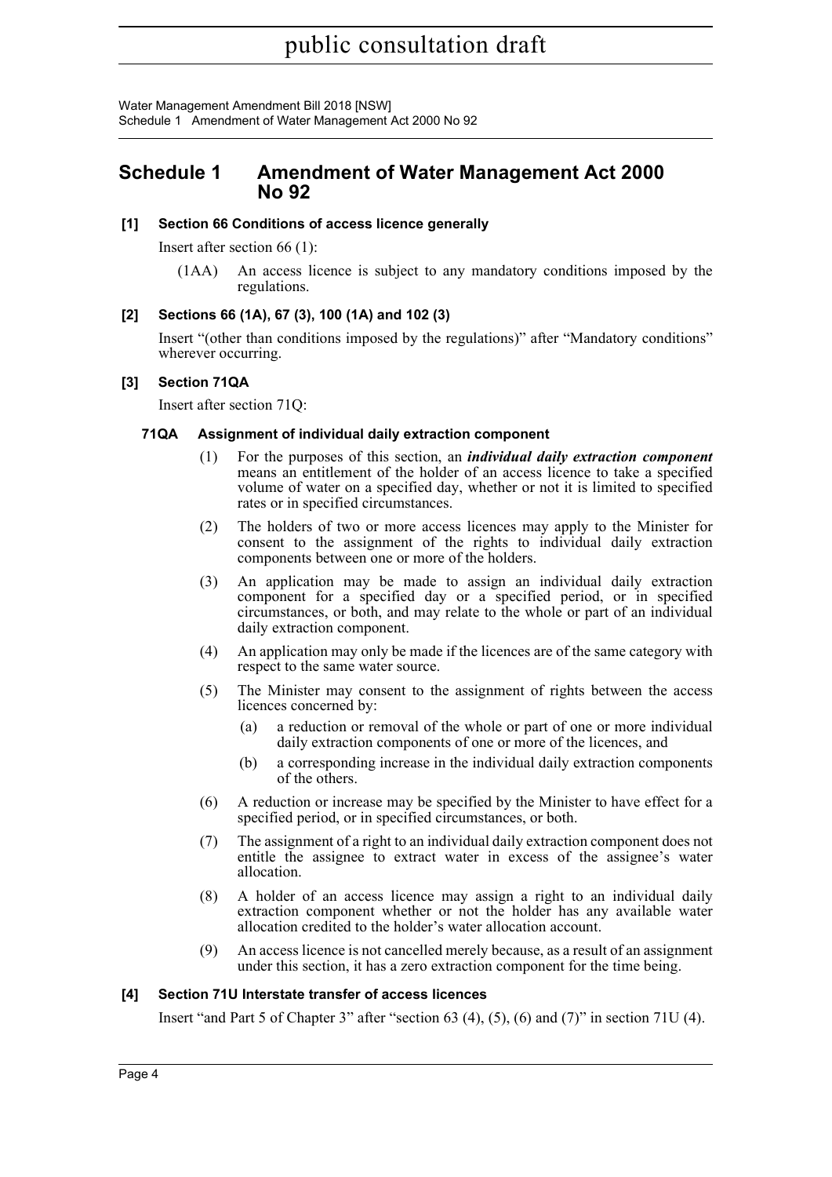## Schedule 1 Amendment of Water Management Act 2000 No 92

### [1] Section 66 Conditions of access licence generally

Insert after section 66 (1):

(1AA) An access licence is subject to any mandatory conditions imposed by the regulations.

### [2] Sections 66 (1A), 67 (3), 100 (1A) and 102 (3)

Insert "(other than conditions imposed by the regulations)" after "Mandatory conditions" wherever occurring.

### [3] Section 71QA

Insert after section 71Q:

#### 71QA Assignment of individual daily extraction component

(1) For the purposes of this section, an ***individual daily extraction component*** means an entitlement of the holder of an access licence to take a specified volume of water on a specified day, whether or not it is limited to specified rates or in specified circumstances.

(2) The holders of two or more access licences may apply to the Minister for consent to the assignment of the rights to individual daily extraction components between one or more of the holders.

(3) An application may be made to assign an individual daily extraction component for a specified day or a specified period, or in specified circumstances, or both, and may relate to the whole or part of an individual daily extraction component.

(4) An application may only be made if the licences are of the same category with respect to the same water source.

(5) The Minister may consent to the assignment of rights between the access licences concerned by:

- (a) a reduction or removal of the whole or part of one or more individual daily extraction components of one or more of the licences, and
- (b) a corresponding increase in the individual daily extraction components of the others.

(6) A reduction or increase may be specified by the Minister to have effect for a specified period, or in specified circumstances, or both.

(7) The assignment of a right to an individual daily extraction component does not entitle the assignee to extract water in excess of the assignee's water allocation.

(8) A holder of an access licence may assign a right to an individual daily extraction component whether or not the holder has any available water allocation credited to the holder's water allocation account.

(9) An access licence is not cancelled merely because, as a result of an assignment under this section, it has a zero extraction component for the time being.

### [4] Section 71U Interstate transfer of access licences

Insert "and Part 5 of Chapter 3" after "section 63 (4), (5), (6) and (7)" in section 71U (4).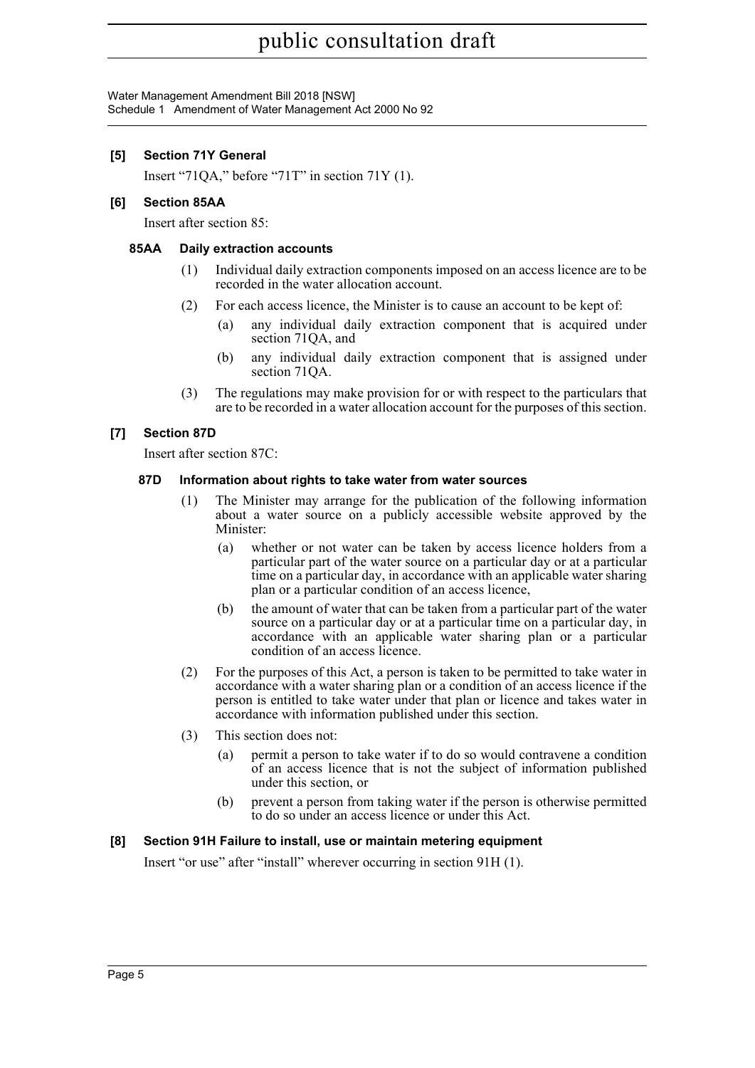### [5] Section 71Y General

Insert "71QA," before "71T" in section 71Y (1).

### [6] Section 85AA

Insert after section 85:

#### 85AA Daily extraction accounts

(1) Individual daily extraction components imposed on an access licence are to be recorded in the water allocation account.

(2) For each access licence, the Minister is to cause an account to be kept of:

- (a) any individual daily extraction component that is acquired under section 71QA, and
- (b) any individual daily extraction component that is assigned under section 71QA.

(3) The regulations may make provision for or with respect to the particulars that are to be recorded in a water allocation account for the purposes of this section.

### [7] Section 87D

Insert after section 87C:

#### 87D Information about rights to take water from water sources

(1) The Minister may arrange for the publication of the following information about a water source on a publicly accessible website approved by the Minister:

- (a) whether or not water can be taken by access licence holders from a particular part of the water source on a particular day or at a particular time on a particular day, in accordance with an applicable water sharing plan or a particular condition of an access licence,
- (b) the amount of water that can be taken from a particular part of the water source on a particular day or at a particular time on a particular day, in accordance with an applicable water sharing plan or a particular condition of an access licence.

(2) For the purposes of this Act, a person is taken to be permitted to take water in accordance with a water sharing plan or a condition of an access licence if the person is entitled to take water under that plan or licence and takes water in accordance with information published under this section.

(3) This section does not:

- (a) permit a person to take water if to do so would contravene a condition of an access licence that is not the subject of information published under this section, or
- (b) prevent a person from taking water if the person is otherwise permitted to do so under an access licence or under this Act.

### [8] Section 91H Failure to install, use or maintain metering equipment

Insert "or use" after "install" wherever occurring in section 91H (1).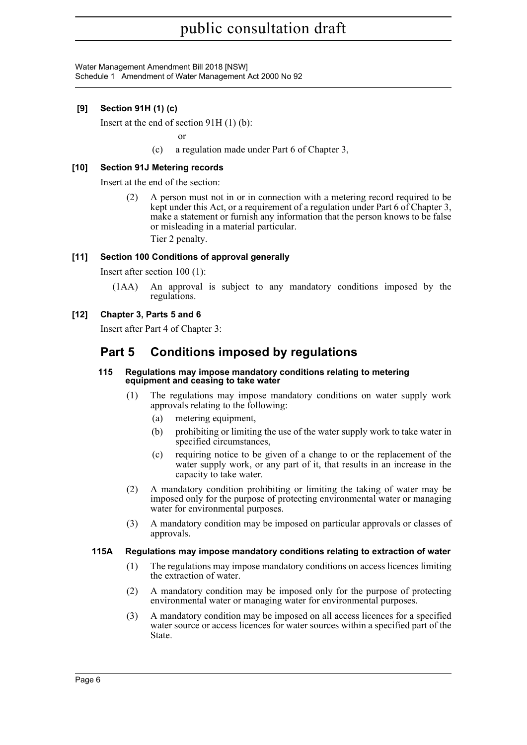**[9] Section 91H (1) (c)**

Insert at the end of section 91H (1) (b):

or

(c) a regulation made under Part 6 of Chapter 3,

**[10] Section 91J Metering records**

Insert at the end of the section:

(2) A person must not in or in connection with a metering record required to be kept under this Act, or a requirement of a regulation under Part 6 of Chapter 3, make a statement or furnish any information that the person knows to be false or misleading in a material particular.

Tier 2 penalty.

**[11] Section 100 Conditions of approval generally**

Insert after section 100 (1):

(1AA) An approval is subject to any mandatory conditions imposed by the regulations.

**[12] Chapter 3, Parts 5 and 6**

Insert after Part 4 of Chapter 3:

# Part 5 Conditions imposed by regulations

### 115 Regulations may impose mandatory conditions relating to metering equipment and ceasing to take water

(1) The regulations may impose mandatory conditions on water supply work approvals relating to the following:

(a) metering equipment,

(b) prohibiting or limiting the use of the water supply work to take water in specified circumstances,

(c) requiring notice to be given of a change to or the replacement of the water supply work, or any part of it, that results in an increase in the capacity to take water.

(2) A mandatory condition prohibiting or limiting the taking of water may be imposed only for the purpose of protecting environmental water or managing water for environmental purposes.

(3) A mandatory condition may be imposed on particular approvals or classes of approvals.

### 115A Regulations may impose mandatory conditions relating to extraction of water

(1) The regulations may impose mandatory conditions on access licences limiting the extraction of water.

(2) A mandatory condition may be imposed only for the purpose of protecting environmental water or managing water for environmental purposes.

(3) A mandatory condition may be imposed on all access licences for a specified water source or access licences for water sources within a specified part of the State.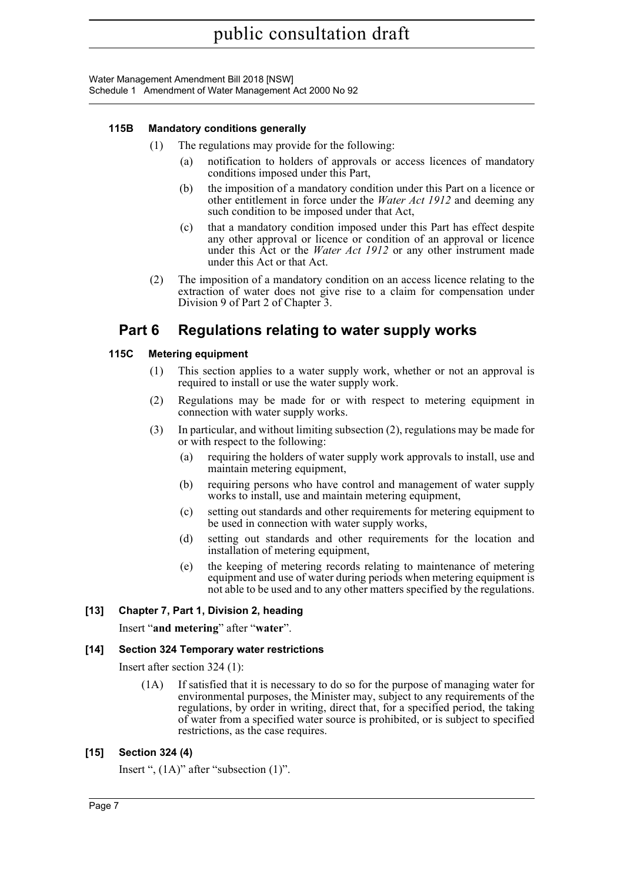#### 115B Mandatory conditions generally

(1) The regulations may provide for the following:

(a) notification to holders of approvals or access licences of mandatory conditions imposed under this Part,

(b) the imposition of a mandatory condition under this Part on a licence or other entitlement in force under the *Water Act 1912* and deeming any such condition to be imposed under that Act,

(c) that a mandatory condition imposed under this Part has effect despite any other approval or licence or condition of an approval or licence under this Act or the *Water Act 1912* or any other instrument made under this Act or that Act.

(2) The imposition of a mandatory condition on an access licence relating to the extraction of water does not give rise to a claim for compensation under Division 9 of Part 2 of Chapter 3.

## Part 6 Regulations relating to water supply works

#### 115C Metering equipment

(1) This section applies to a water supply work, whether or not an approval is required to install or use the water supply work.

(2) Regulations may be made for or with respect to metering equipment in connection with water supply works.

(3) In particular, and without limiting subsection (2), regulations may be made for or with respect to the following:

(a) requiring the holders of water supply work approvals to install, use and maintain metering equipment,

(b) requiring persons who have control and management of water supply works to install, use and maintain metering equipment,

(c) setting out standards and other requirements for metering equipment to be used in connection with water supply works,

(d) setting out standards and other requirements for the location and installation of metering equipment,

(e) the keeping of metering records relating to maintenance of metering equipment and use of water during periods when metering equipment is not able to be used and to any other matters specified by the regulations.

### [13] Chapter 7, Part 1, Division 2, heading

Insert "**and metering**" after "**water**".

### [14] Section 324 Temporary water restrictions

Insert after section 324 (1):

(1A) If satisfied that it is necessary to do so for the purpose of managing water for environmental purposes, the Minister may, subject to any requirements of the regulations, by order in writing, direct that, for a specified period, the taking of water from a specified water source is prohibited, or is subject to specified restrictions, as the case requires.

### [15] Section 324 (4)

Insert ", (1A)" after "subsection (1)".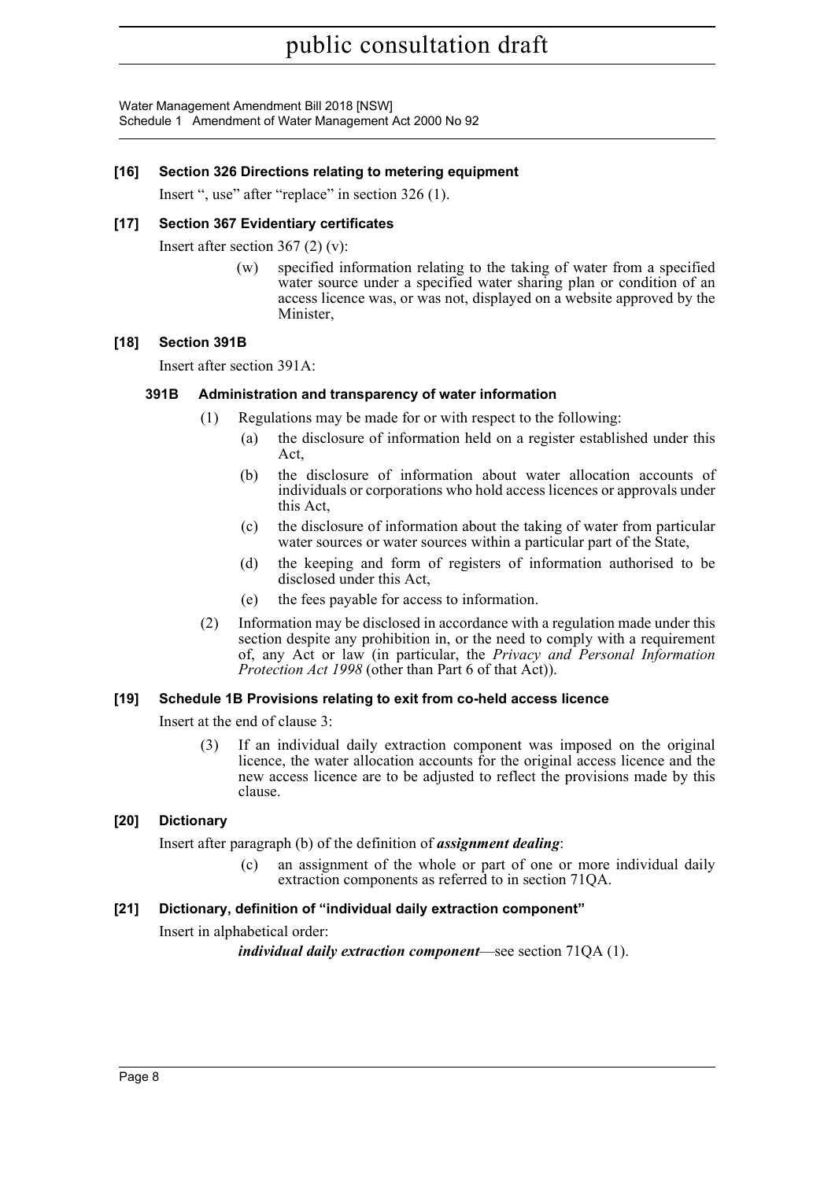### [16] Section 326 Directions relating to metering equipment

Insert ", use" after "replace" in section 326 (1).

### [17] Section 367 Evidentiary certificates

Insert after section 367 (2) (v):

> (w) specified information relating to the taking of water from a specified water source under a specified water sharing plan or condition of an access licence was, or was not, displayed on a website approved by the Minister,

### [18] Section 391B

Insert after section 391A:

#### 391B Administration and transparency of water information

(1) Regulations may be made for or with respect to the following:

- (a) the disclosure of information held on a register established under this Act,
- (b) the disclosure of information about water allocation accounts of individuals or corporations who hold access licences or approvals under this Act,
- (c) the disclosure of information about the taking of water from particular water sources or water sources within a particular part of the State,
- (d) the keeping and form of registers of information authorised to be disclosed under this Act,
- (e) the fees payable for access to information.

(2) Information may be disclosed in accordance with a regulation made under this section despite any prohibition in, or the need to comply with a requirement of, any Act or law (in particular, the *Privacy and Personal Information Protection Act 1998* (other than Part 6 of that Act)).

### [19] Schedule 1B Provisions relating to exit from co-held access licence

Insert at the end of clause 3:

> (3) If an individual daily extraction component was imposed on the original licence, the water allocation accounts for the original access licence and the new access licence are to be adjusted to reflect the provisions made by this clause.

### [20] Dictionary

Insert after paragraph (b) of the definition of ***assignment dealing***:

> (c) an assignment of the whole or part of one or more individual daily extraction components as referred to in section 71QA.

### [21] Dictionary, definition of "individual daily extraction component"

Insert in alphabetical order:

> ***individual daily extraction component***—see section 71QA (1).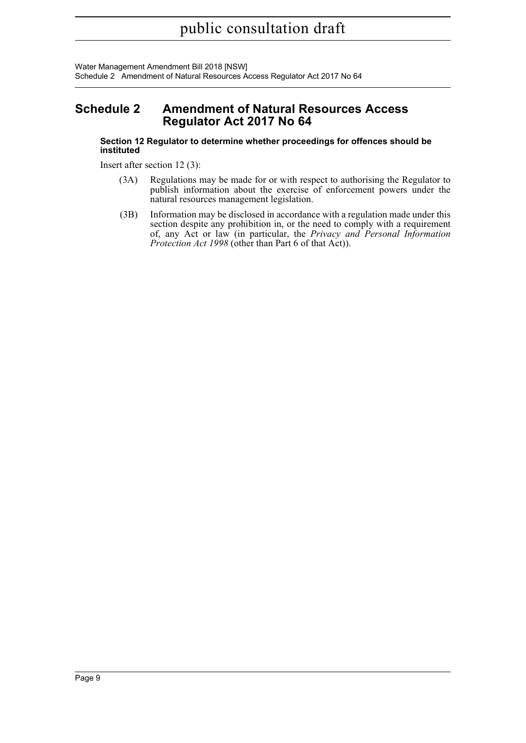## Schedule 2 Amendment of Natural Resources Access Regulator Act 2017 No 64

#### Section 12 Regulator to determine whether proceedings for offences should be instituted

Insert after section 12 (3):

(3A) Regulations may be made for or with respect to authorising the Regulator to publish information about the exercise of enforcement powers under the natural resources management legislation.

(3B) Information may be disclosed in accordance with a regulation made under this section despite any prohibition in, or the need to comply with a requirement of, any Act or law (in particular, the *Privacy and Personal Information Protection Act 1998* (other than Part 6 of that Act)).